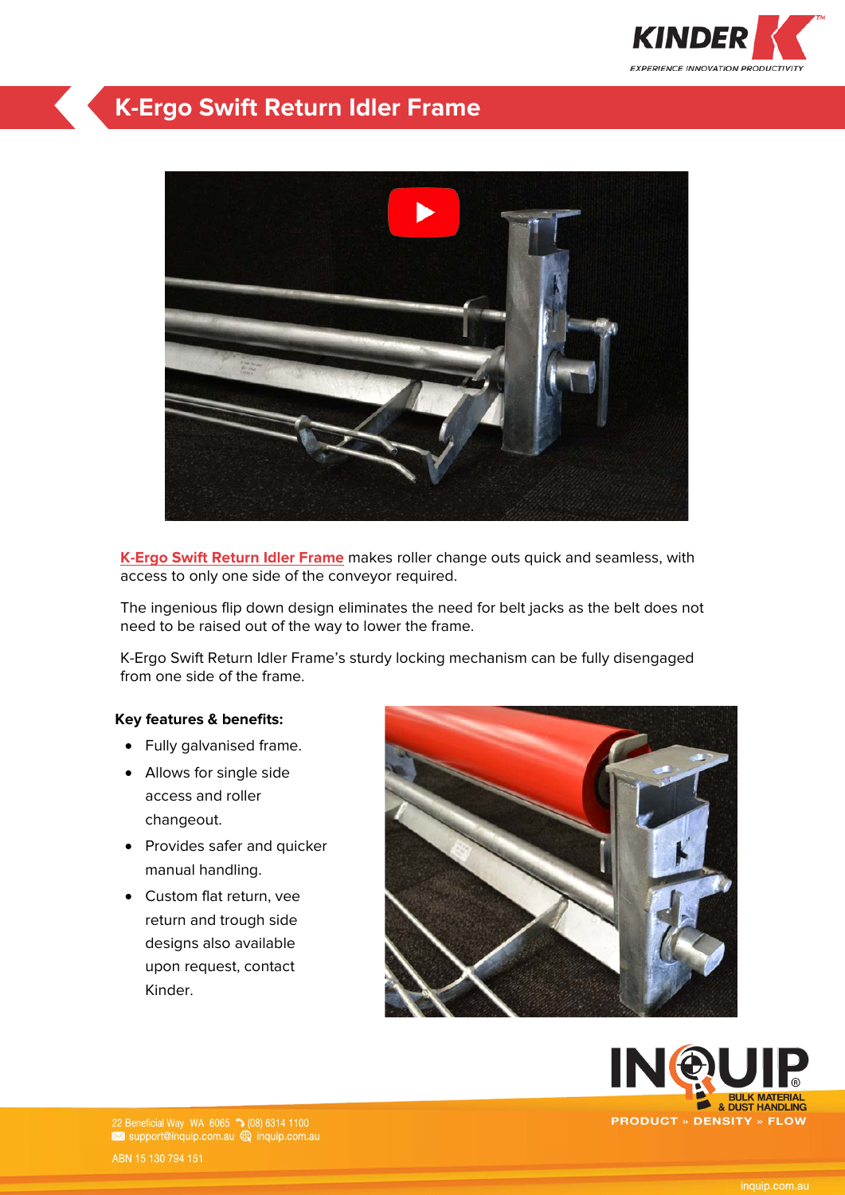# K-Ergo Swift Return Idler Frame

**K-Ergo Swift Return Idler Frame** makes roller change outs quick and seamless, with access to only one side of the conveyor required.

The ingenious flip down design eliminates the need for belt jacks as the belt does not need to be raised out of the way to lower the frame.

K-Ergo Swift Return Idler Frame's sturdy locking mechanism can be fully disengaged from one side of the frame.

**Key features & benefits:**

- Fully galvanised frame.
- Allows for single side access and roller changeout.
- Provides safer and quicker manual handling.
- Custom flat return, vee return and trough side designs also available upon request, contact Kinder.

22 Beneficial Way WA 6065 (08) 6314 1100
support@inquip.com.au inquip.com.au
ABN 15 130 794 151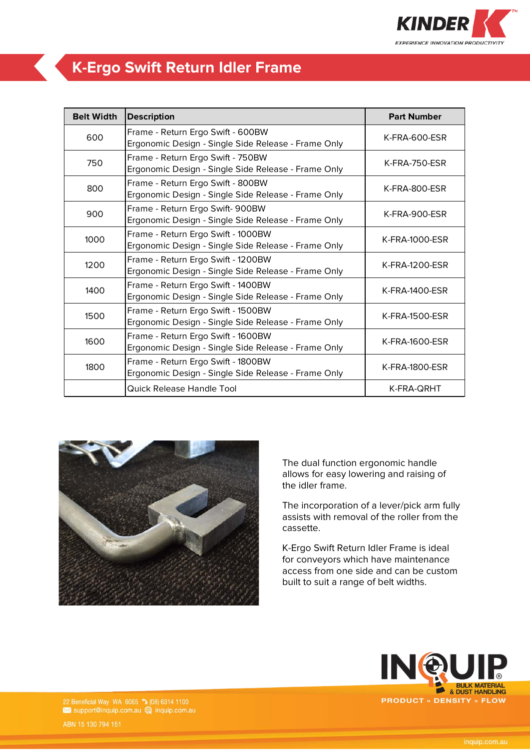# K-Ergo Swift Return Idler Frame

| Belt Width | Description | Part Number |
|---|---|---|
| 600 | Frame - Return Ergo Swift - 600BW<br>Ergonomic Design - Single Side Release - Frame Only | K-FRA-600-ESR |
| 750 | Frame - Return Ergo Swift - 750BW<br>Ergonomic Design - Single Side Release - Frame Only | K-FRA-750-ESR |
| 800 | Frame - Return Ergo Swift - 800BW<br>Ergonomic Design - Single Side Release - Frame Only | K-FRA-800-ESR |
| 900 | Frame - Return Ergo Swift- 900BW<br>Ergonomic Design - Single Side Release - Frame Only | K-FRA-900-ESR |
| 1000 | Frame - Return Ergo Swift - 1000BW<br>Ergonomic Design - Single Side Release - Frame Only | K-FRA-1000-ESR |
| 1200 | Frame - Return Ergo Swift - 1200BW<br>Ergonomic Design - Single Side Release - Frame Only | K-FRA-1200-ESR |
| 1400 | Frame - Return Ergo Swift - 1400BW<br>Ergonomic Design - Single Side Release - Frame Only | K-FRA-1400-ESR |
| 1500 | Frame - Return Ergo Swift - 1500BW<br>Ergonomic Design - Single Side Release - Frame Only | K-FRA-1500-ESR |
| 1600 | Frame - Return Ergo Swift - 1600BW<br>Ergonomic Design - Single Side Release - Frame Only | K-FRA-1600-ESR |
| 1800 | Frame - Return Ergo Swift - 1800BW<br>Ergonomic Design - Single Side Release - Frame Only | K-FRA-1800-ESR |
| | Quick Release Handle Tool | K-FRA-QRHT |

The dual function ergonomic handle allows for easy lowering and raising of the idler frame.

The incorporation of a lever/pick arm fully assists with removal of the roller from the cassette.

K-Ergo Swift Return Idler Frame is ideal for conveyors which have maintenance access from one side and can be custom built to suit a range of belt widths.

22 Beneficial Way WA 6065 (08) 6314 1100
support@inquip.com.au inquip.com.au

ABN 15 130 794 151